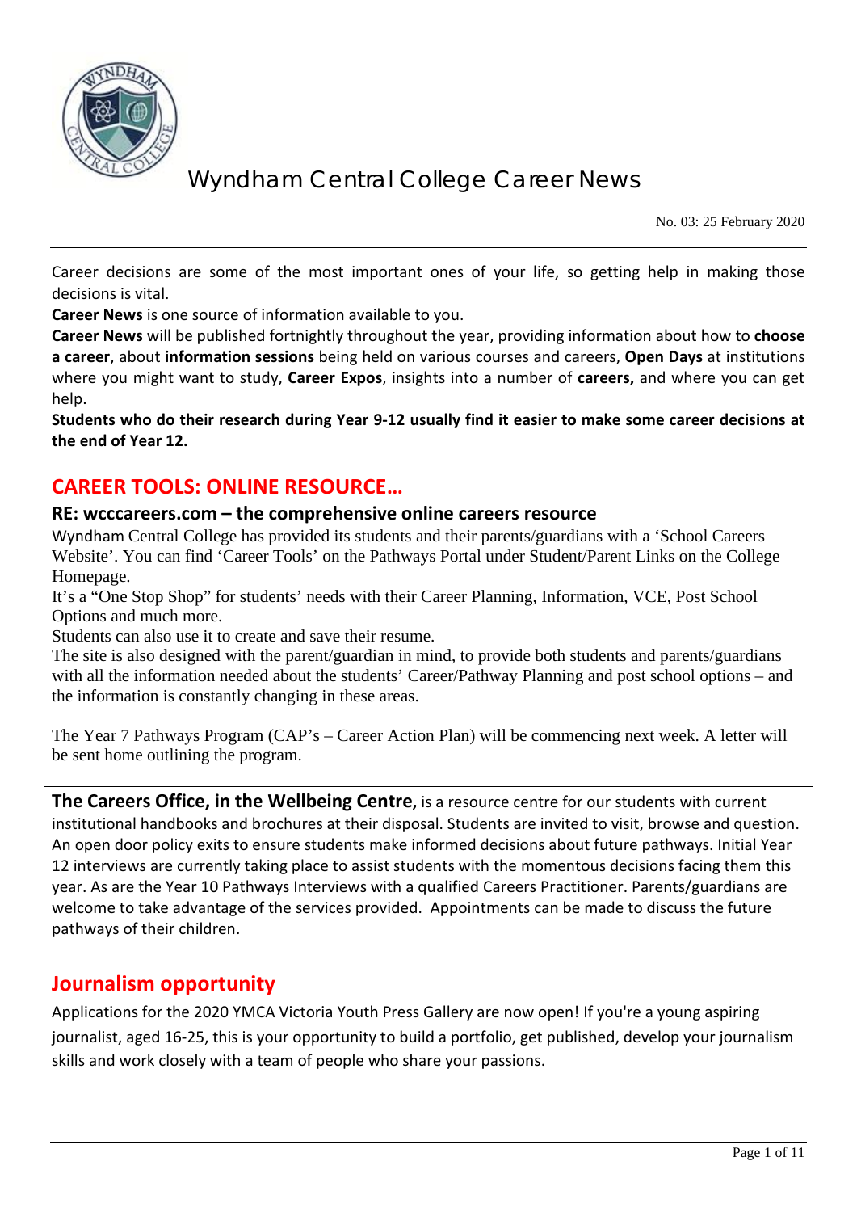# Wyndham Central College Career News

No. 03: 25 February 2020

Career decisions are some of the most important ones of your life, so getting help in making those decisions is vital.

**Career News** is one source of information available to you.

**Career News** will be published fortnightly throughout the year, providing information about how to **choose a career**, about **information sessions** being held on various courses and careers, **Open Days** at institutions where you might want to study, **Career Expos**, insights into a number of **careers,** and where you can get help.

**Students who do their research during Year 9-12 usually find it easier to make some career decisions at the end of Year 12.**

## CAREER TOOLS: ONLINE RESOURCE…

### RE: wcccareers.com – the comprehensive online careers resource

Wyndham Central College has provided its students and their parents/guardians with a 'School Careers Website'. You can find 'Career Tools' on the Pathways Portal under Student/Parent Links on the College Homepage.

It's a "One Stop Shop" for students' needs with their Career Planning, Information, VCE, Post School Options and much more.

Students can also use it to create and save their resume.

The site is also designed with the parent/guardian in mind, to provide both students and parents/guardians with all the information needed about the students' Career/Pathway Planning and post school options – and the information is constantly changing in these areas.

The Year 7 Pathways Program (CAP's – Career Action Plan) will be commencing next week. A letter will be sent home outlining the program.

**The Careers Office, in the Wellbeing Centre,** is a resource centre for our students with current institutional handbooks and brochures at their disposal. Students are invited to visit, browse and question. An open door policy exits to ensure students make informed decisions about future pathways. Initial Year 12 interviews are currently taking place to assist students with the momentous decisions facing them this year. As are the Year 10 Pathways Interviews with a qualified Careers Practitioner. Parents/guardians are welcome to take advantage of the services provided. Appointments can be made to discuss the future pathways of their children.

## Journalism opportunity

Applications for the 2020 YMCA Victoria Youth Press Gallery are now open! If you're a young aspiring journalist, aged 16-25, this is your opportunity to build a portfolio, get published, develop your journalism skills and work closely with a team of people who share your passions.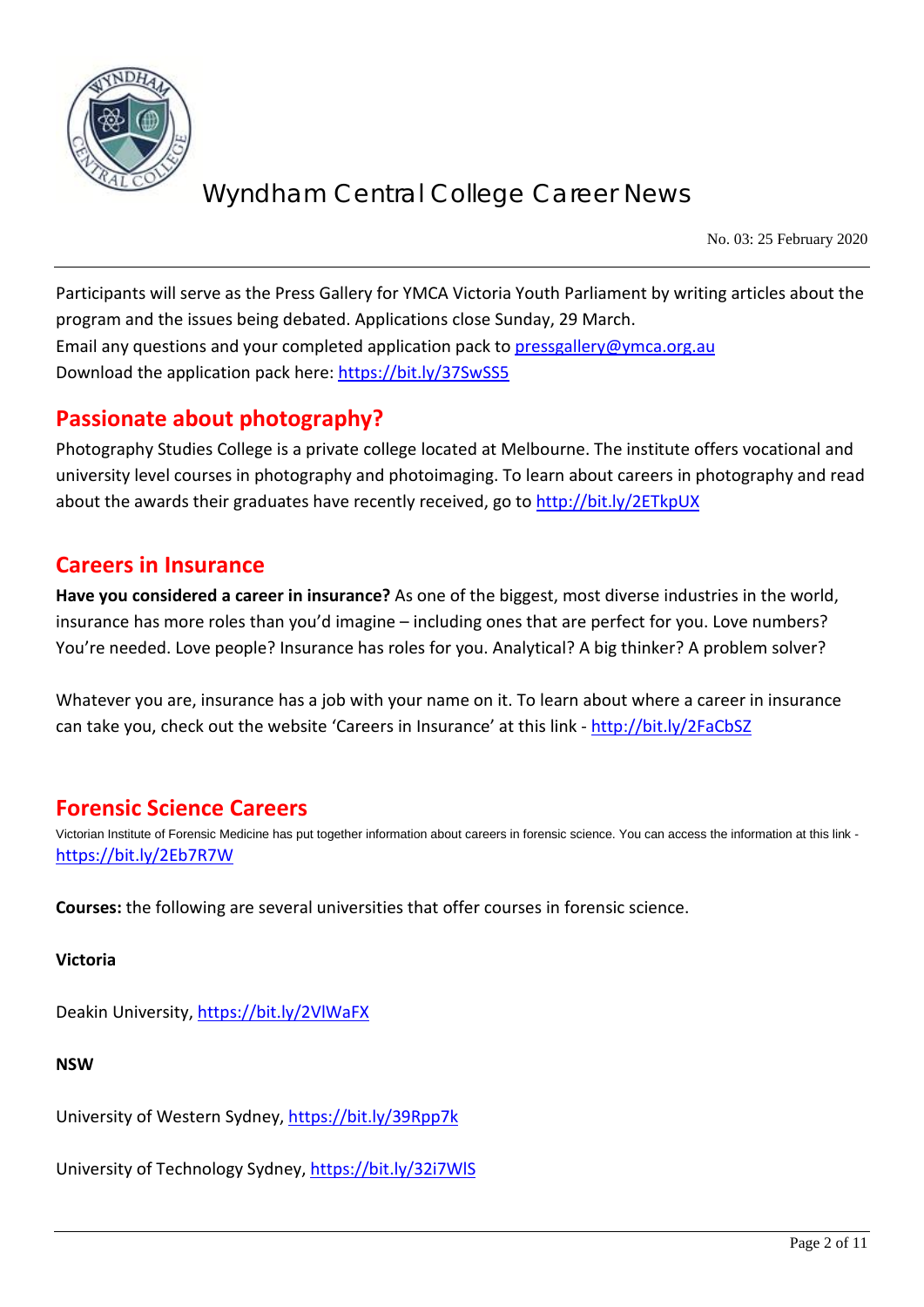Participants will serve as the Press Gallery for YMCA Victoria Youth Parliament by writing articles about the program and the issues being debated. Applications close Sunday, 29 March.
Email any questions and your completed application pack to pressgallery@ymca.org.au
Download the application pack here: https://bit.ly/37SwSS5

## Passionate about photography?

Photography Studies College is a private college located at Melbourne. The institute offers vocational and university level courses in photography and photoimaging. To learn about careers in photography and read about the awards their graduates have recently received, go to http://bit.ly/2ETkpUX

## Careers in Insurance

**Have you considered a career in insurance?** As one of the biggest, most diverse industries in the world, insurance has more roles than you'd imagine – including ones that are perfect for you. Love numbers? You're needed. Love people? Insurance has roles for you. Analytical? A big thinker? A problem solver?

Whatever you are, insurance has a job with your name on it. To learn about where a career in insurance can take you, check out the website 'Careers in Insurance' at this link - http://bit.ly/2FaCbSZ

## Forensic Science Careers

Victorian Institute of Forensic Medicine has put together information about careers in forensic science. You can access the information at this link - https://bit.ly/2Eb7R7W

**Courses:** the following are several universities that offer courses in forensic science.

**Victoria**

Deakin University, https://bit.ly/2VlWaFX

**NSW**

University of Western Sydney, https://bit.ly/39Rpp7k

University of Technology Sydney, https://bit.ly/32i7WlS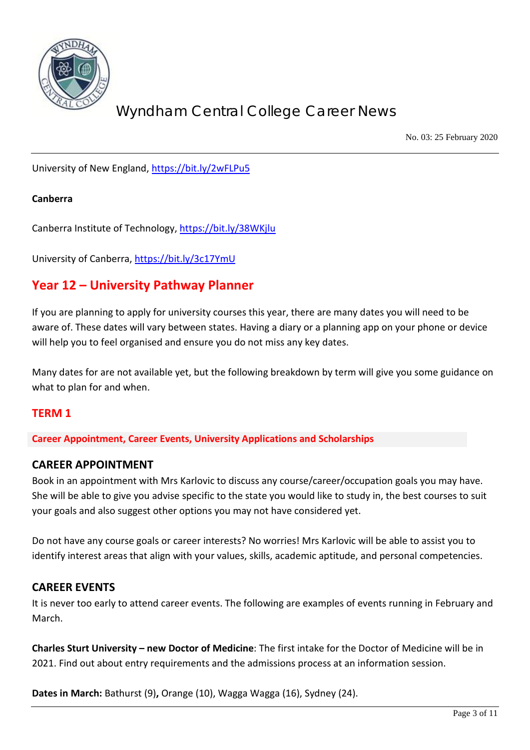University of New England, https://bit.ly/2wFLPu5

**Canberra**

Canberra Institute of Technology, https://bit.ly/38WKjlu

University of Canberra, https://bit.ly/3c17YmU

## Year 12 – University Pathway Planner

If you are planning to apply for university courses this year, there are many dates you will need to be aware of. These dates will vary between states. Having a diary or a planning app on your phone or device will help you to feel organised and ensure you do not miss any key dates.

Many dates for are not available yet, but the following breakdown by term will give you some guidance on what to plan for and when.

### TERM 1

**Career Appointment, Career Events, University Applications and Scholarships**

### CAREER APPOINTMENT

Book in an appointment with Mrs Karlovic to discuss any course/career/occupation goals you may have. She will be able to give you advise specific to the state you would like to study in, the best courses to suit your goals and also suggest other options you may not have considered yet.

Do not have any course goals or career interests? No worries! Mrs Karlovic will be able to assist you to identify interest areas that align with your values, skills, academic aptitude, and personal competencies.

### CAREER EVENTS

It is never too early to attend career events. The following are examples of events running in February and March.

**Charles Sturt University – new Doctor of Medicine**: The first intake for the Doctor of Medicine will be in 2021. Find out about entry requirements and the admissions process at an information session.

**Dates in March:** Bathurst (9)**,** Orange (10), Wagga Wagga (16), Sydney (24).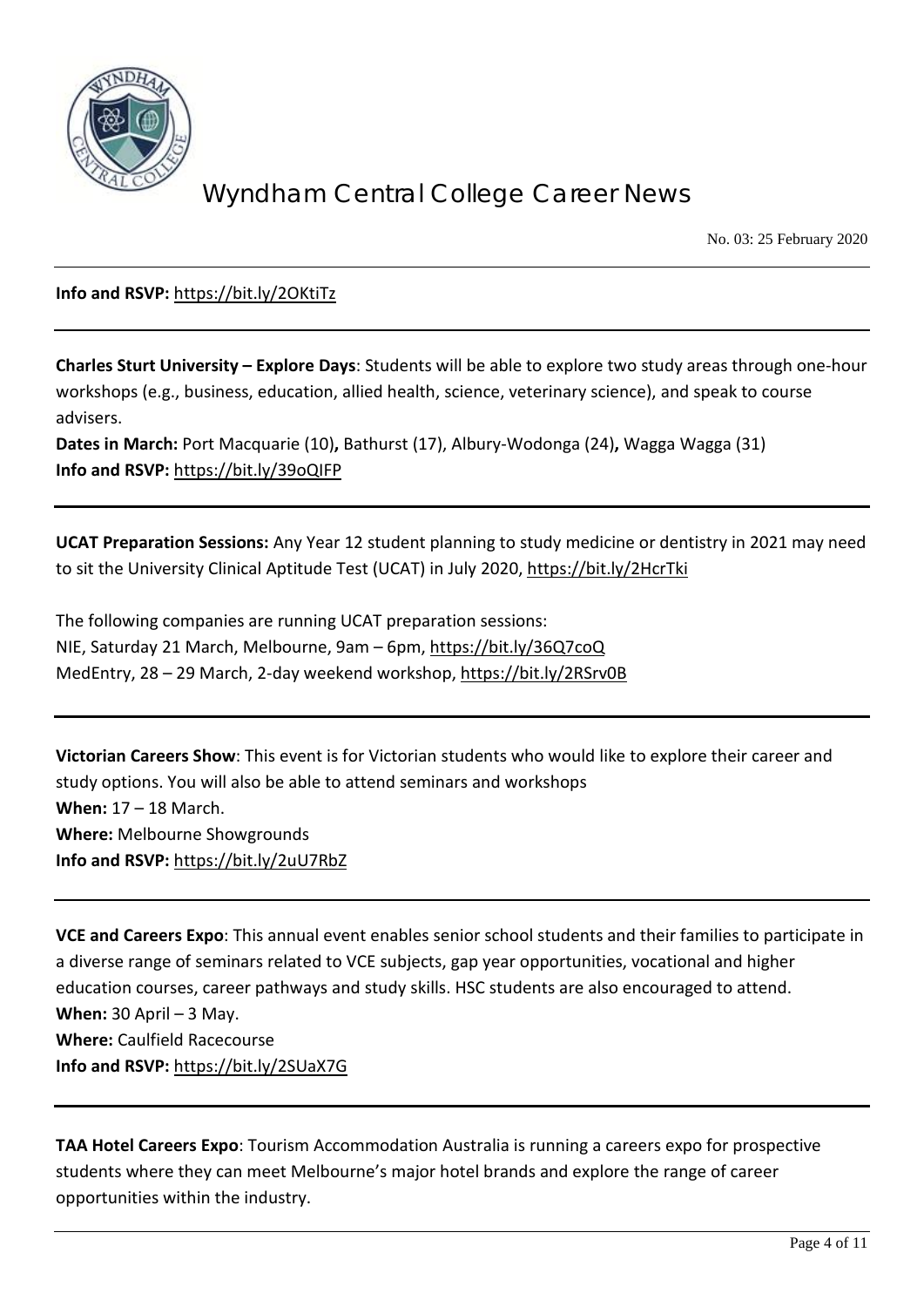**Info and RSVP:** https://bit.ly/2OKtiTz

---

**Charles Sturt University – Explore Days**: Students will be able to explore two study areas through one-hour workshops (e.g., business, education, allied health, science, veterinary science), and speak to course advisers.

**Dates in March:** Port Macquarie (10)**,** Bathurst (17), Albury-Wodonga (24)**,** Wagga Wagga (31)

**Info and RSVP:** https://bit.ly/39oQIFP

---

**UCAT Preparation Sessions:** Any Year 12 student planning to study medicine or dentistry in 2021 may need to sit the University Clinical Aptitude Test (UCAT) in July 2020, https://bit.ly/2HcrTki

The following companies are running UCAT preparation sessions:
NIE, Saturday 21 March, Melbourne, 9am – 6pm, https://bit.ly/36Q7coQ
MedEntry, 28 – 29 March, 2-day weekend workshop, https://bit.ly/2RSrv0B

---

**Victorian Careers Show**: This event is for Victorian students who would like to explore their career and study options. You will also be able to attend seminars and workshops

**When:** 17 – 18 March.

**Where:** Melbourne Showgrounds

**Info and RSVP:** https://bit.ly/2uU7RbZ

---

**VCE and Careers Expo**: This annual event enables senior school students and their families to participate in a diverse range of seminars related to VCE subjects, gap year opportunities, vocational and higher education courses, career pathways and study skills. HSC students are also encouraged to attend.

**When:** 30 April – 3 May.

**Where:** Caulfield Racecourse

**Info and RSVP:** https://bit.ly/2SUaX7G

---

**TAA Hotel Careers Expo**: Tourism Accommodation Australia is running a careers expo for prospective students where they can meet Melbourne's major hotel brands and explore the range of career opportunities within the industry.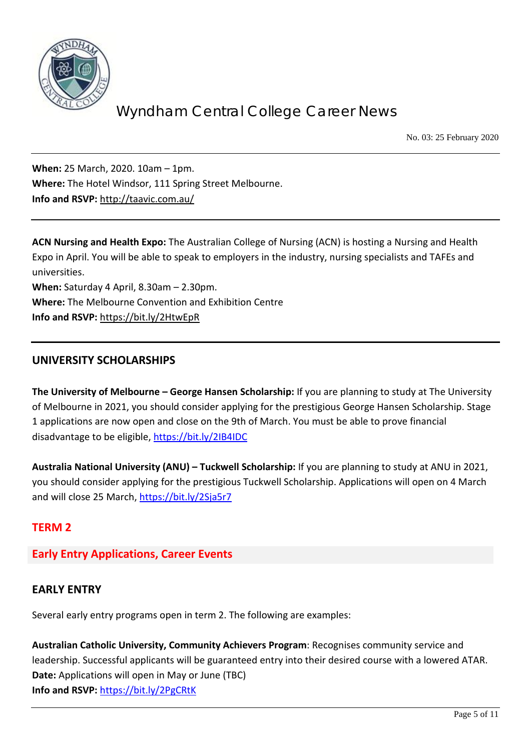**When:** 25 March, 2020. 10am – 1pm.
**Where:** The Hotel Windsor, 111 Spring Street Melbourne.
**Info and RSVP:** http://taavic.com.au/

---

**ACN Nursing and Health Expo:** The Australian College of Nursing (ACN) is hosting a Nursing and Health Expo in April. You will be able to speak to employers in the industry, nursing specialists and TAFEs and universities.
**When:** Saturday 4 April, 8.30am – 2.30pm.
**Where:** The Melbourne Convention and Exhibition Centre
**Info and RSVP:** https://bit.ly/2HtwEpR

---

## UNIVERSITY SCHOLARSHIPS

**The University of Melbourne – George Hansen Scholarship:** If you are planning to study at The University of Melbourne in 2021, you should consider applying for the prestigious George Hansen Scholarship. Stage 1 applications are now open and close on the 9th of March. You must be able to prove financial disadvantage to be eligible, https://bit.ly/2IB4IDC

**Australia National University (ANU) – Tuckwell Scholarship:** If you are planning to study at ANU in 2021, you should consider applying for the prestigious Tuckwell Scholarship. Applications will open on 4 March and will close 25 March, https://bit.ly/2Sja5r7

## TERM 2

### Early Entry Applications, Career Events

## EARLY ENTRY

Several early entry programs open in term 2. The following are examples:

**Australian Catholic University, Community Achievers Program**: Recognises community service and leadership. Successful applicants will be guaranteed entry into their desired course with a lowered ATAR.
**Date:** Applications will open in May or June (TBC)
**Info and RSVP:** https://bit.ly/2PgCRtK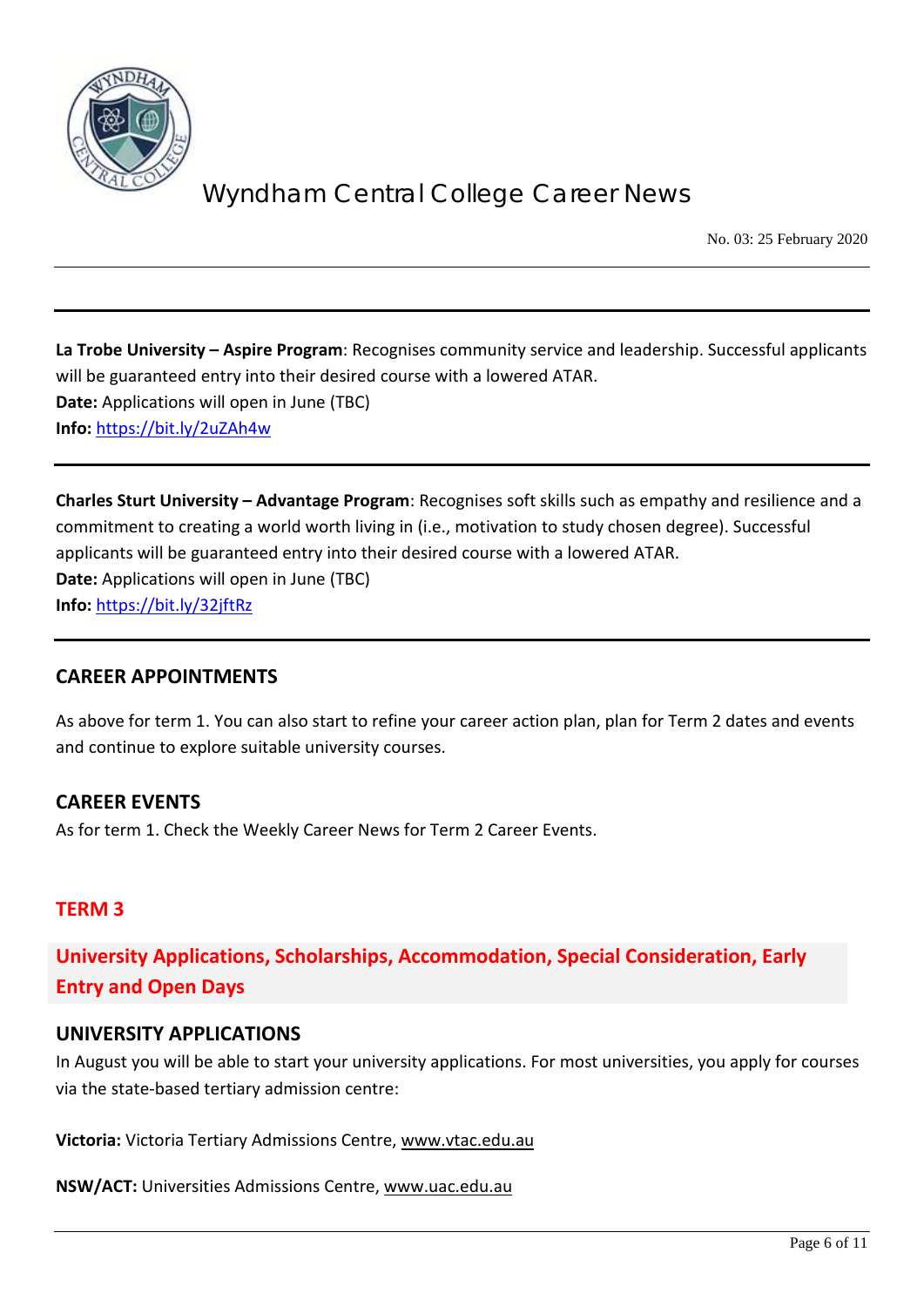**La Trobe University – Aspire Program**: Recognises community service and leadership. Successful applicants will be guaranteed entry into their desired course with a lowered ATAR.
**Date:** Applications will open in June (TBC)
**Info:** https://bit.ly/2uZAh4w

---

**Charles Sturt University – Advantage Program**: Recognises soft skills such as empathy and resilience and a commitment to creating a world worth living in (i.e., motivation to study chosen degree). Successful applicants will be guaranteed entry into their desired course with a lowered ATAR.
**Date:** Applications will open in June (TBC)
**Info:** https://bit.ly/32jftRz

---

### CAREER APPOINTMENTS

As above for term 1. You can also start to refine your career action plan, plan for Term 2 dates and events and continue to explore suitable university courses.

### CAREER EVENTS

As for term 1. Check the Weekly Career News for Term 2 Career Events.

## TERM 3

## University Applications, Scholarships, Accommodation, Special Consideration, Early Entry and Open Days

### UNIVERSITY APPLICATIONS

In August you will be able to start your university applications. For most universities, you apply for courses via the state-based tertiary admission centre:

**Victoria:** Victoria Tertiary Admissions Centre, www.vtac.edu.au

**NSW/ACT:** Universities Admissions Centre, www.uac.edu.au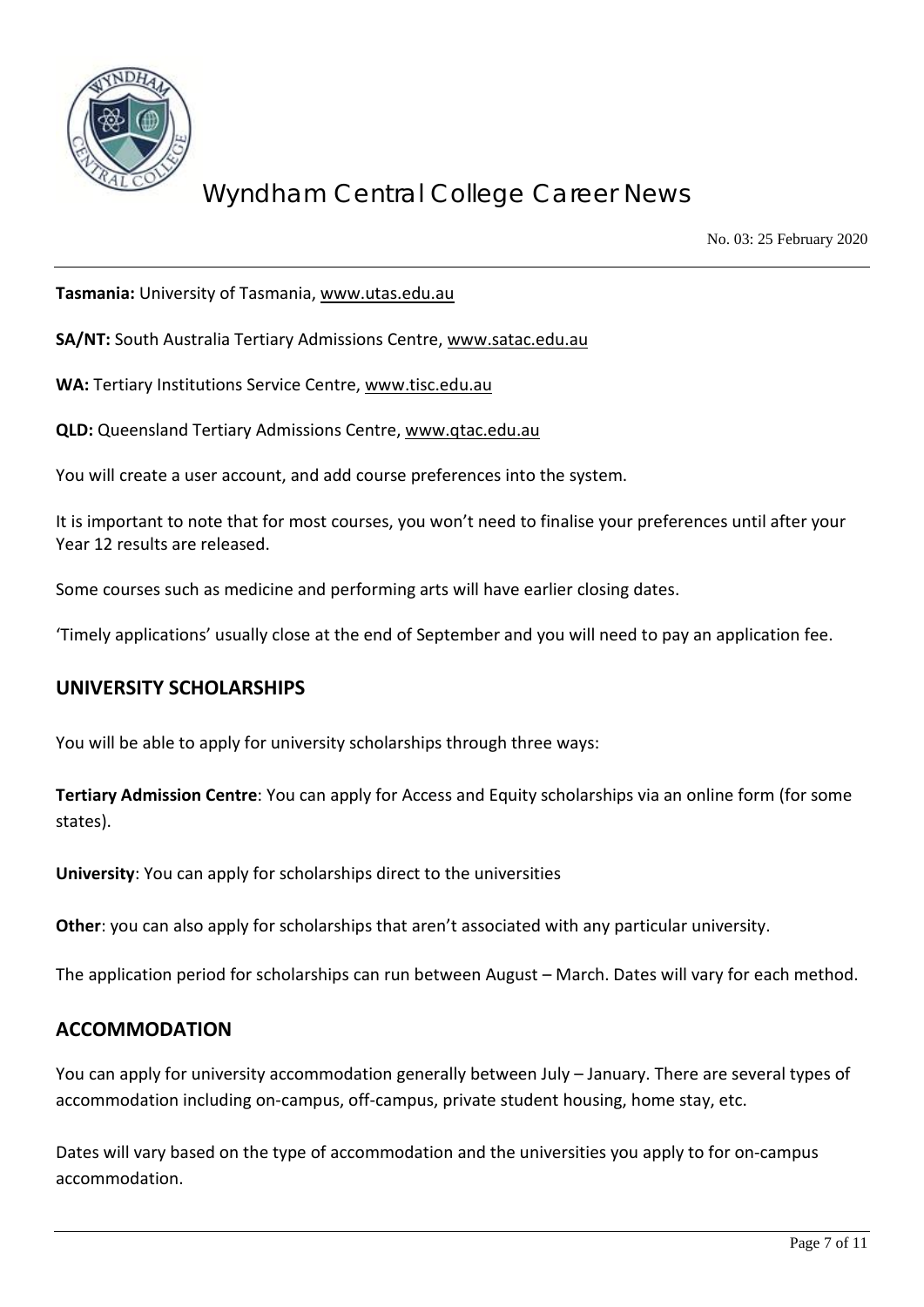**Tasmania:** University of Tasmania, www.utas.edu.au

**SA/NT:** South Australia Tertiary Admissions Centre, www.satac.edu.au

**WA:** Tertiary Institutions Service Centre, www.tisc.edu.au

**QLD:** Queensland Tertiary Admissions Centre, www.qtac.edu.au

You will create a user account, and add course preferences into the system.

It is important to note that for most courses, you won't need to finalise your preferences until after your Year 12 results are released.

Some courses such as medicine and performing arts will have earlier closing dates.

'Timely applications' usually close at the end of September and you will need to pay an application fee.

## UNIVERSITY SCHOLARSHIPS

You will be able to apply for university scholarships through three ways:

**Tertiary Admission Centre**: You can apply for Access and Equity scholarships via an online form (for some states).

**University**: You can apply for scholarships direct to the universities

**Other**: you can also apply for scholarships that aren't associated with any particular university.

The application period for scholarships can run between August – March. Dates will vary for each method.

## ACCOMMODATION

You can apply for university accommodation generally between July – January. There are several types of accommodation including on-campus, off-campus, private student housing, home stay, etc.

Dates will vary based on the type of accommodation and the universities you apply to for on-campus accommodation.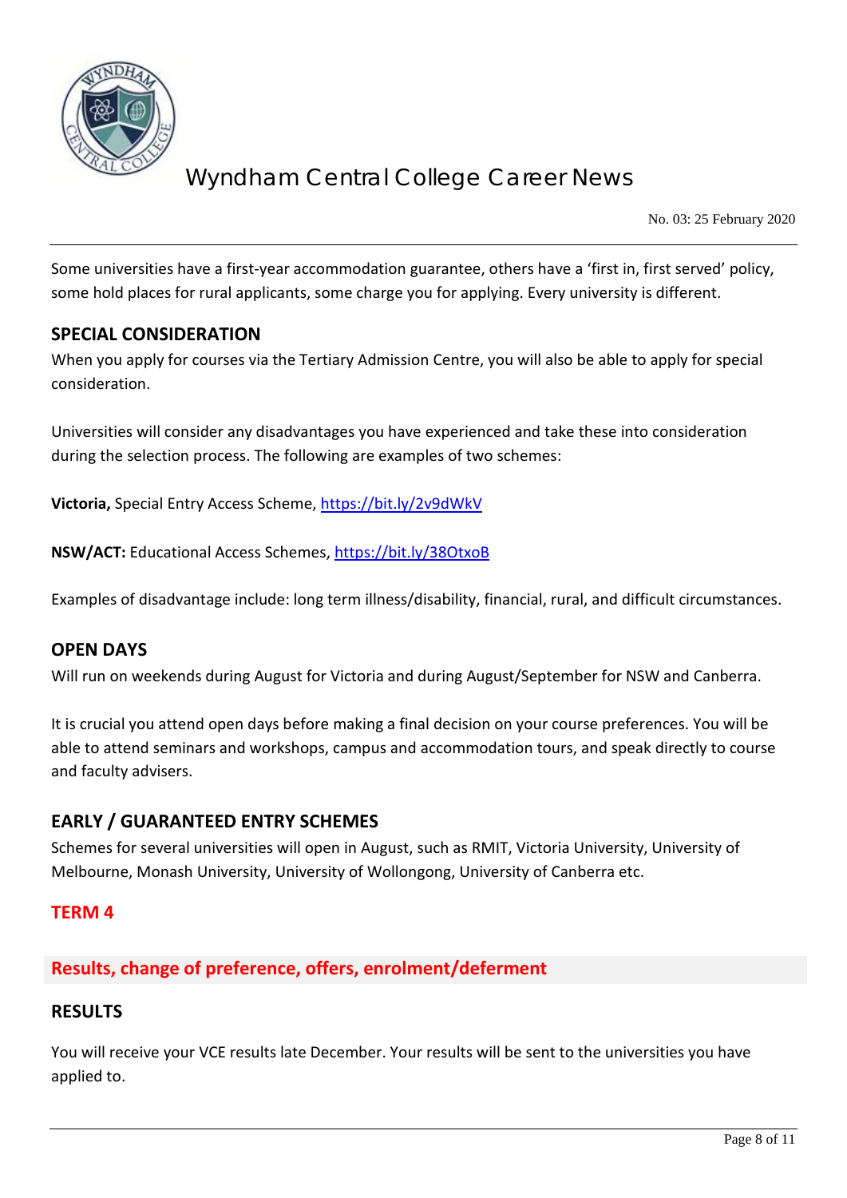Some universities have a first-year accommodation guarantee, others have a 'first in, first served' policy, some hold places for rural applicants, some charge you for applying. Every university is different.

## SPECIAL CONSIDERATION

When you apply for courses via the Tertiary Admission Centre, you will also be able to apply for special consideration.

Universities will consider any disadvantages you have experienced and take these into consideration during the selection process. The following are examples of two schemes:

**Victoria,** Special Entry Access Scheme, https://bit.ly/2v9dWkV

**NSW/ACT:** Educational Access Schemes, https://bit.ly/38OtxoB

Examples of disadvantage include: long term illness/disability, financial, rural, and difficult circumstances.

## OPEN DAYS

Will run on weekends during August for Victoria and during August/September for NSW and Canberra.

It is crucial you attend open days before making a final decision on your course preferences. You will be able to attend seminars and workshops, campus and accommodation tours, and speak directly to course and faculty advisers.

## EARLY / GUARANTEED ENTRY SCHEMES

Schemes for several universities will open in August, such as RMIT, Victoria University, University of Melbourne, Monash University, University of Wollongong, University of Canberra etc.

# TERM 4

## Results, change of preference, offers, enrolment/deferment

## RESULTS

You will receive your VCE results late December. Your results will be sent to the universities you have applied to.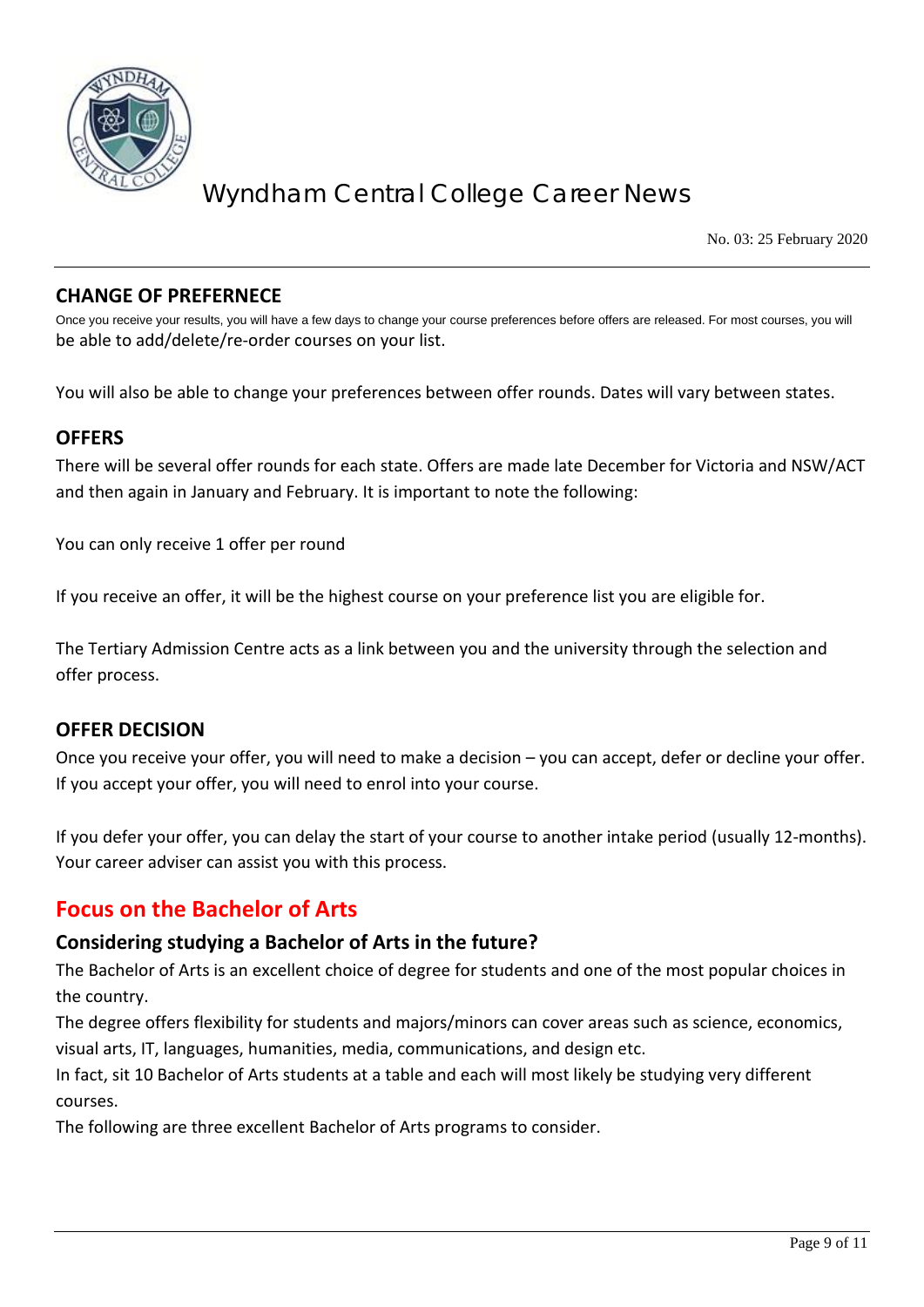## CHANGE OF PREFERNECE

Once you receive your results, you will have a few days to change your course preferences before offers are released. For most courses, you will be able to add/delete/re-order courses on your list.

You will also be able to change your preferences between offer rounds. Dates will vary between states.

## OFFERS

There will be several offer rounds for each state. Offers are made late December for Victoria and NSW/ACT and then again in January and February. It is important to note the following:

You can only receive 1 offer per round

If you receive an offer, it will be the highest course on your preference list you are eligible for.

The Tertiary Admission Centre acts as a link between you and the university through the selection and offer process.

## OFFER DECISION

Once you receive your offer, you will need to make a decision – you can accept, defer or decline your offer. If you accept your offer, you will need to enrol into your course.

If you defer your offer, you can delay the start of your course to another intake period (usually 12-months). Your career adviser can assist you with this process.

# Focus on the Bachelor of Arts

## Considering studying a Bachelor of Arts in the future?

The Bachelor of Arts is an excellent choice of degree for students and one of the most popular choices in the country.

The degree offers flexibility for students and majors/minors can cover areas such as science, economics, visual arts, IT, languages, humanities, media, communications, and design etc.

In fact, sit 10 Bachelor of Arts students at a table and each will most likely be studying very different courses.

The following are three excellent Bachelor of Arts programs to consider.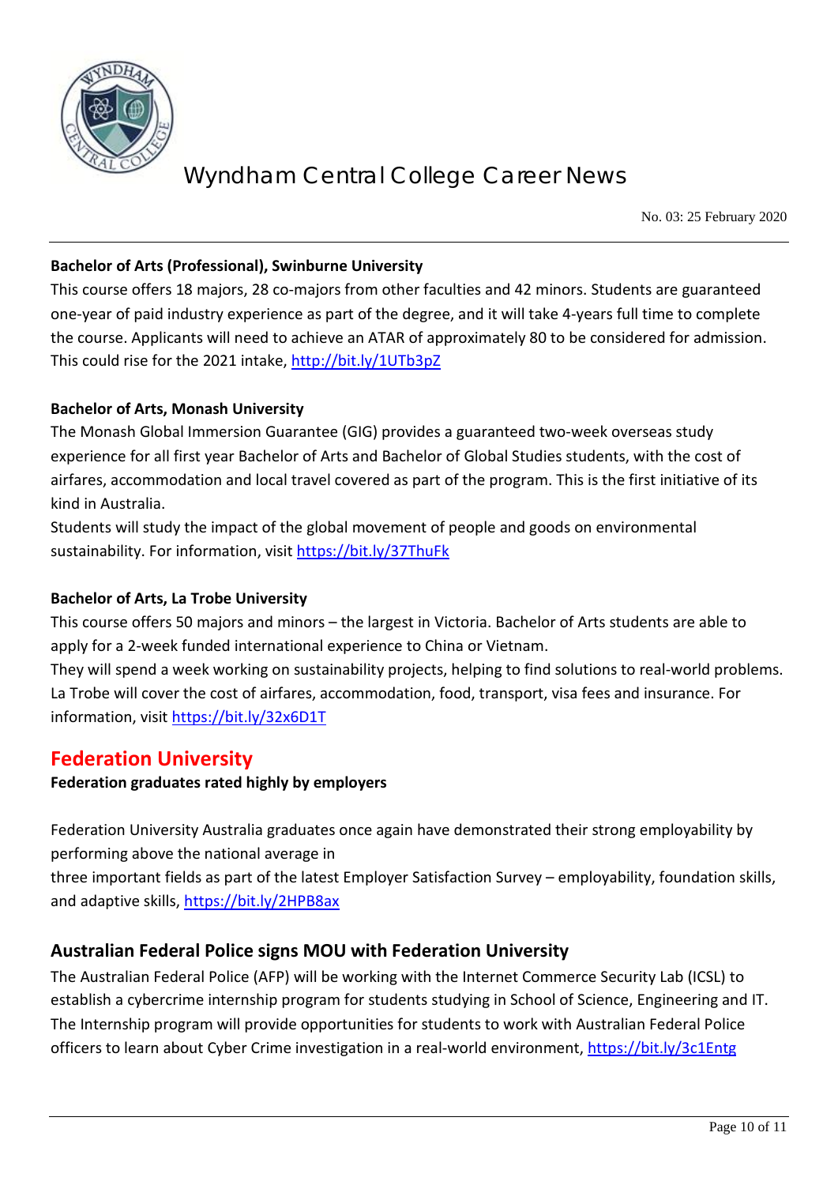**Bachelor of Arts (Professional), Swinburne University**

This course offers 18 majors, 28 co-majors from other faculties and 42 minors. Students are guaranteed one-year of paid industry experience as part of the degree, and it will take 4-years full time to complete the course. Applicants will need to achieve an ATAR of approximately 80 to be considered for admission. This could rise for the 2021 intake, http://bit.ly/1UTb3pZ

**Bachelor of Arts, Monash University**

The Monash Global Immersion Guarantee (GIG) provides a guaranteed two-week overseas study experience for all first year Bachelor of Arts and Bachelor of Global Studies students, with the cost of airfares, accommodation and local travel covered as part of the program. This is the first initiative of its kind in Australia.

Students will study the impact of the global movement of people and goods on environmental sustainability. For information, visit https://bit.ly/37ThuFk

**Bachelor of Arts, La Trobe University**

This course offers 50 majors and minors – the largest in Victoria. Bachelor of Arts students are able to apply for a 2-week funded international experience to China or Vietnam.

They will spend a week working on sustainability projects, helping to find solutions to real-world problems. La Trobe will cover the cost of airfares, accommodation, food, transport, visa fees and insurance. For information, visit https://bit.ly/32x6D1T

## Federation University

**Federation graduates rated highly by employers**

Federation University Australia graduates once again have demonstrated their strong employability by performing above the national average in three important fields as part of the latest Employer Satisfaction Survey – employability, foundation skills, and adaptive skills, https://bit.ly/2HPB8ax

### Australian Federal Police signs MOU with Federation University

The Australian Federal Police (AFP) will be working with the Internet Commerce Security Lab (ICSL) to establish a cybercrime internship program for students studying in School of Science, Engineering and IT. The Internship program will provide opportunities for students to work with Australian Federal Police officers to learn about Cyber Crime investigation in a real-world environment, https://bit.ly/3c1Entg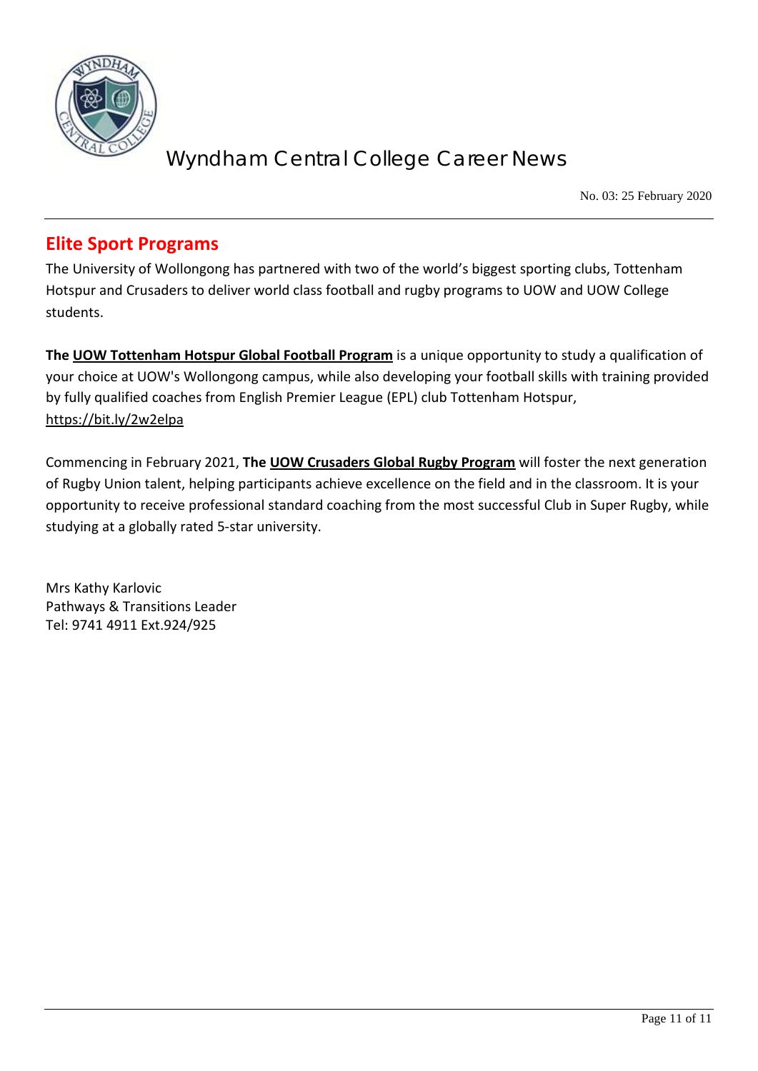## Elite Sport Programs

The University of Wollongong has partnered with two of the world's biggest sporting clubs, Tottenham Hotspur and Crusaders to deliver world class football and rugby programs to UOW and UOW College students.

**The UOW Tottenham Hotspur Global Football Program** is a unique opportunity to study a qualification of your choice at UOW's Wollongong campus, while also developing your football skills with training provided by fully qualified coaches from English Premier League (EPL) club Tottenham Hotspur, https://bit.ly/2w2elpa

Commencing in February 2021, **The UOW Crusaders Global Rugby Program** will foster the next generation of Rugby Union talent, helping participants achieve excellence on the field and in the classroom. It is your opportunity to receive professional standard coaching from the most successful Club in Super Rugby, while studying at a globally rated 5-star university.

Mrs Kathy Karlovic  
Pathways & Transitions Leader  
Tel: 9741 4911 Ext.924/925